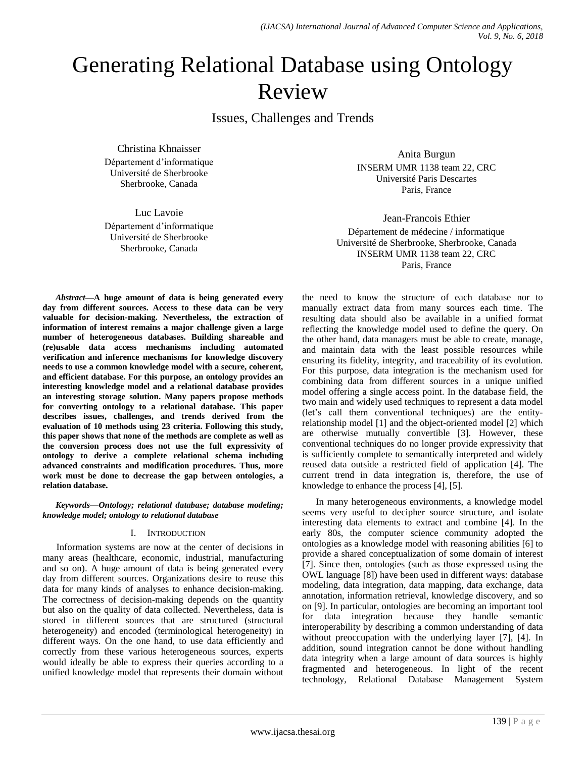# Generating Relational Database using Ontology Review

## Issues, Challenges and Trends

Christina Khnaisser
Département d'informatique
Université de Sherbrooke
Sherbrooke, Canada

Luc Lavoie
Département d'informatique
Université de Sherbrooke
Sherbrooke, Canada

Anita Burgun
INSERM UMR 1138 team 22, CRC
Université Paris Descartes
Paris, France

Jean-Francois Ethier
Département de médecine / informatique
Université de Sherbrooke, Sherbrooke, Canada
INSERM UMR 1138 team 22, CRC
Paris, France

***Abstract*—A huge amount of data is being generated every day from different sources. Access to these data can be very valuable for decision-making. Nevertheless, the extraction of information of interest remains a major challenge given a large number of heterogeneous databases. Building shareable and (re)usable data access mechanisms including automated verification and inference mechanisms for knowledge discovery needs to use a common knowledge model with a secure, coherent, and efficient database. For this purpose, an ontology provides an interesting knowledge model and a relational database provides an interesting storage solution. Many papers propose methods for converting ontology to a relational database. This paper describes issues, challenges, and trends derived from the evaluation of 10 methods using 23 criteria. Following this study, this paper shows that none of the methods are complete as well as the conversion process does not use the full expressivity of ontology to derive a complete relational schema including advanced constraints and modification procedures. Thus, more work must be done to decrease the gap between ontologies, a relation database.**

***Keywords*—Ontology; relational database; database modeling; knowledge model; ontology to relational database**

## I. Introduction

Information systems are now at the center of decisions in many areas (healthcare, economic, industrial, manufacturing and so on). A huge amount of data is being generated every day from different sources. Organizations desire to reuse this data for many kinds of analyses to enhance decision-making. The correctness of decision-making depends on the quantity but also on the quality of data collected. Nevertheless, data is stored in different sources that are structured (structural heterogeneity) and encoded (terminological heterogeneity) in different ways. On the one hand, to use data efficiently and correctly from these various heterogeneous sources, experts would ideally be able to express their queries according to a unified knowledge model that represents their domain without the need to know the structure of each database nor to manually extract data from many sources each time. The resulting data should also be available in a unified format reflecting the knowledge model used to define the query. On the other hand, data managers must be able to create, manage, and maintain data with the least possible resources while ensuring its fidelity, integrity, and traceability of its evolution. For this purpose, data integration is the mechanism used for combining data from different sources in a unique unified model offering a single access point. In the database field, the two main and widely used techniques to represent a data model (let's call them conventional techniques) are the entity-relationship model [1] and the object-oriented model [2] which are otherwise mutually convertible [3]. However, these conventional techniques do no longer provide expressivity that is sufficiently complete to semantically interpreted and widely reused data outside a restricted field of application [4]. The current trend in data integration is, therefore, the use of knowledge to enhance the process [4], [5].

In many heterogeneous environments, a knowledge model seems very useful to decipher source structure, and isolate interesting data elements to extract and combine [4]. In the early 80s, the computer science community adopted the ontologies as a knowledge model with reasoning abilities [6] to provide a shared conceptualization of some domain of interest [7]. Since then, ontologies (such as those expressed using the OWL language [8]) have been used in different ways: database modeling, data integration, data mapping, data exchange, data annotation, information retrieval, knowledge discovery, and so on [9]. In particular, ontologies are becoming an important tool for data integration because they handle semantic interoperability by describing a common understanding of data without preoccupation with the underlying layer [7], [4]. In addition, sound integration cannot be done without handling data integrity when a large amount of data sources is highly fragmented and heterogeneous. In light of the recent technology, Relational Database Management System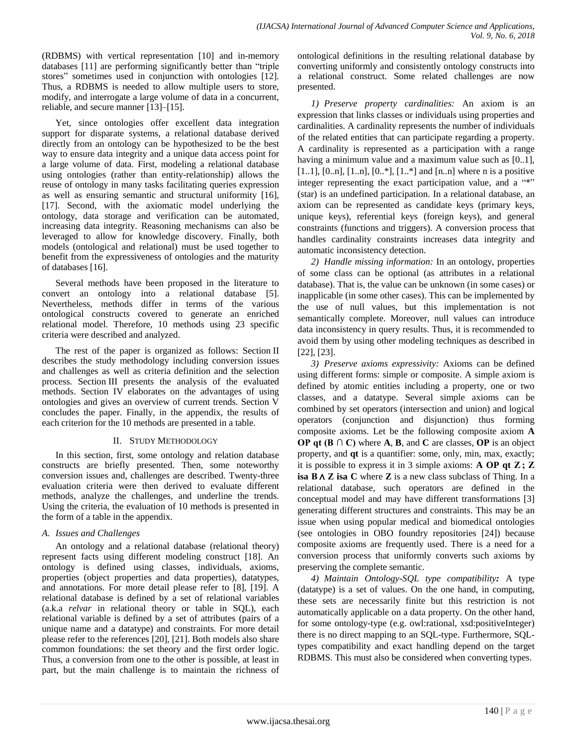(RDBMS) with vertical representation [10] and in-memory databases [11] are performing significantly better than "triple stores" sometimes used in conjunction with ontologies [12]. Thus, a RDBMS is needed to allow multiple users to store, modify, and interrogate a large volume of data in a concurrent, reliable, and secure manner [13]–[15].

Yet, since ontologies offer excellent data integration support for disparate systems, a relational database derived directly from an ontology can be hypothesized to be the best way to ensure data integrity and a unique data access point for a large volume of data. First, modeling a relational database using ontologies (rather than entity-relationship) allows the reuse of ontology in many tasks facilitating queries expression as well as ensuring semantic and structural uniformity [16], [17]. Second, with the axiomatic model underlying the ontology, data storage and verification can be automated, increasing data integrity. Reasoning mechanisms can also be leveraged to allow for knowledge discovery. Finally, both models (ontological and relational) must be used together to benefit from the expressiveness of ontologies and the maturity of databases [16].

Several methods have been proposed in the literature to convert an ontology into a relational database [5]. Nevertheless, methods differ in terms of the various ontological constructs covered to generate an enriched relational model. Therefore, 10 methods using 23 specific criteria were described and analyzed.

The rest of the paper is organized as follows: Section II describes the study methodology including conversion issues and challenges as well as criteria definition and the selection process. Section III presents the analysis of the evaluated methods. Section IV elaborates on the advantages of using ontologies and gives an overview of current trends. Section V concludes the paper. Finally, in the appendix, the results of each criterion for the 10 methods are presented in a table.

## II. Study Methodology

In this section, first, some ontology and relation database constructs are briefly presented. Then, some noteworthy conversion issues and, challenges are described. Twenty-three evaluation criteria were then derived to evaluate different methods, analyze the challenges, and underline the trends. Using the criteria, the evaluation of 10 methods is presented in the form of a table in the appendix.

### A. Issues and Challenges

An ontology and a relational database (relational theory) represent facts using different modeling construct [18]. An ontology is defined using classes, individuals, axioms, properties (object properties and data properties), datatypes, and annotations. For more detail please refer to [8], [19]. A relational database is defined by a set of relational variables (a.k.a *relvar* in relational theory or table in SQL), each relational variable is defined by a set of attributes (pairs of a unique name and a datatype) and constraints. For more detail please refer to the references [20], [21]. Both models also share common foundations: the set theory and the first order logic. Thus, a conversion from one to the other is possible, at least in part, but the main challenge is to maintain the richness of ontological definitions in the resulting relational database by converting uniformly and consistently ontology constructs into a relational construct. Some related challenges are now presented.

*1) Preserve property cardinalities:* An axiom is an expression that links classes or individuals using properties and cardinalities. A cardinality represents the number of individuals of the related entities that can participate regarding a property. A cardinality is represented as a participation with a range having a minimum value and a maximum value such as [0..1], [1..1], [0..n], [1..n], [0..*], [1..*] and [n..n] where n is a positive integer representing the exact participation value, and a "*" (star) is an undefined participation. In a relational database, an axiom can be represented as candidate keys (primary keys, unique keys), referential keys (foreign keys), and general constraints (functions and triggers). A conversion process that handles cardinality constraints increases data integrity and automatic inconsistency detection.

*2) Handle missing information:* In an ontology, properties of some class can be optional (as attributes in a relational database). That is, the value can be unknown (in some cases) or inapplicable (in some other cases). This can be implemented by the use of null values, but this implementation is not semantically complete. Moreover, null values can introduce data inconsistency in query results. Thus, it is recommended to avoid them by using other modeling techniques as described in [22], [23].

*3) Preserve axioms expressivity:* Axioms can be defined using different forms: simple or composite. A simple axiom is defined by atomic entities including a property, one or two classes, and a datatype. Several simple axioms can be combined by set operators (intersection and union) and logical operators (conjunction and disjunction) thus forming composite axioms. Let be the following composite axiom **A OP qt (B ∩ C)** where **A**, **B**, and **C** are classes, **OP** is an object property, and **qt** is a quantifier: some, only, min, max, exactly; it is possible to express it in 3 simple axioms: **A OP qt Z ; Z isa B ∧ Z isa C** where **Z** is a new class subclass of Thing. In a relational database, such operators are defined in the conceptual model and may have different transformations [3] generating different structures and constraints. This may be an issue when using popular medical and biomedical ontologies (see ontologies in OBO foundry repositories [24]) because composite axioms are frequently used. There is a need for a conversion process that uniformly converts such axioms by preserving the complete semantic.

*4) Maintain Ontology-SQL type compatibility:* A type (datatype) is a set of values. On the one hand, in computing, these sets are necessarily finite but this restriction is not automatically applicable on a data property. On the other hand, for some ontology-type (e.g. owl:rational, xsd:positiveInteger) there is no direct mapping to an SQL-type. Furthermore, SQL-types compatibility and exact handling depend on the target RDBMS. This must also be considered when converting types.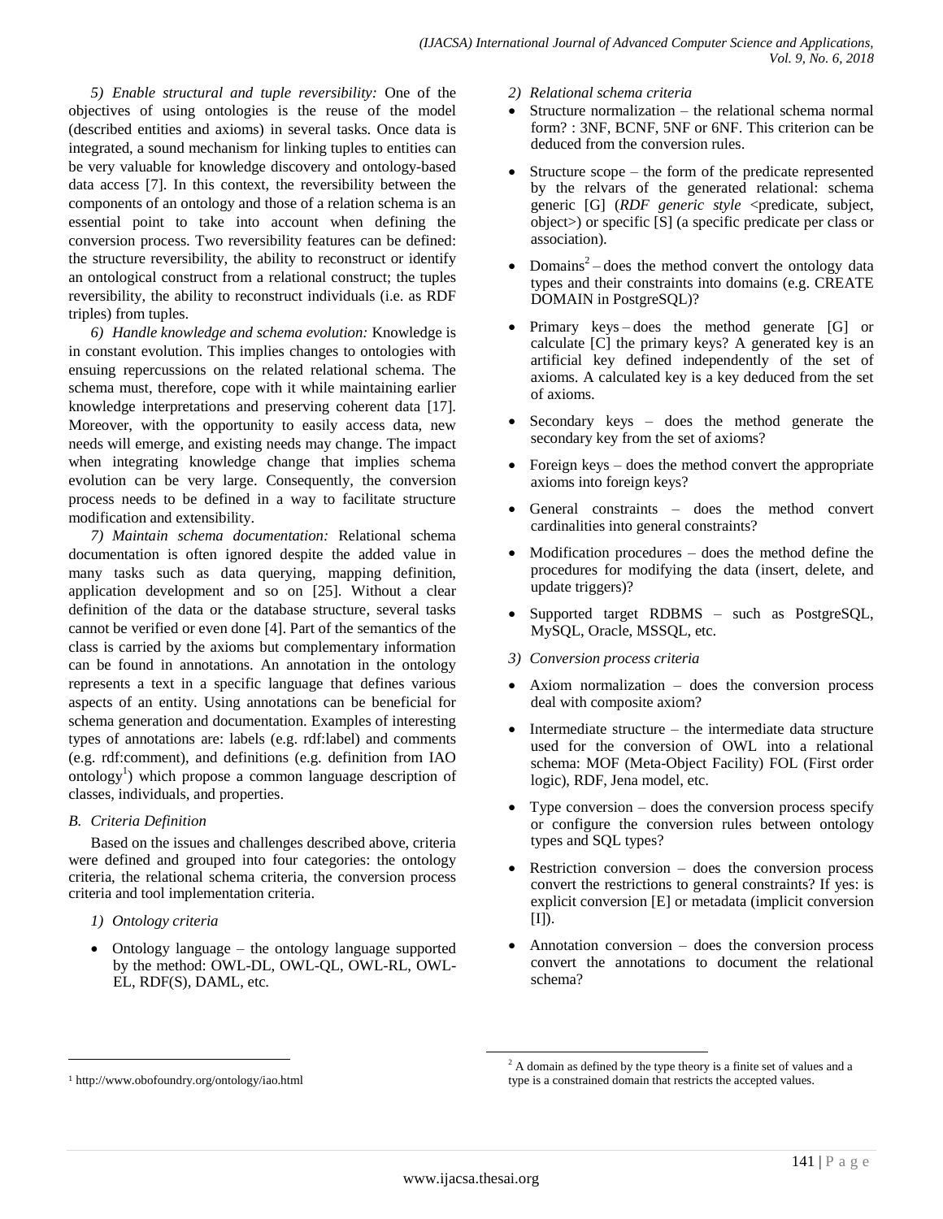*5) Enable structural and tuple reversibility:* One of the objectives of using ontologies is the reuse of the model (described entities and axioms) in several tasks. Once data is integrated, a sound mechanism for linking tuples to entities can be very valuable for knowledge discovery and ontology-based data access [7]. In this context, the reversibility between the components of an ontology and those of a relation schema is an essential point to take into account when defining the conversion process. Two reversibility features can be defined: the structure reversibility, the ability to reconstruct or identify an ontological construct from a relational construct; the tuples reversibility, the ability to reconstruct individuals (i.e. as RDF triples) from tuples.

*6) Handle knowledge and schema evolution:* Knowledge is in constant evolution. This implies changes to ontologies with ensuing repercussions on the related relational schema. The schema must, therefore, cope with it while maintaining earlier knowledge interpretations and preserving coherent data [17]. Moreover, with the opportunity to easily access data, new needs will emerge, and existing needs may change. The impact when integrating knowledge change that implies schema evolution can be very large. Consequently, the conversion process needs to be defined in a way to facilitate structure modification and extensibility.

*7) Maintain schema documentation:* Relational schema documentation is often ignored despite the added value in many tasks such as data querying, mapping definition, application development and so on [25]. Without a clear definition of the data or the database structure, several tasks cannot be verified or even done [4]. Part of the semantics of the class is carried by the axioms but complementary information can be found in annotations. An annotation in the ontology represents a text in a specific language that defines various aspects of an entity. Using annotations can be beneficial for schema generation and documentation. Examples of interesting types of annotations are: labels (e.g. rdf:label) and comments (e.g. rdf:comment), and definitions (e.g. definition from IAO ontology[1]) which propose a common language description of classes, individuals, and properties.

## *B. Criteria Definition*

Based on the issues and challenges described above, criteria were defined and grouped into four categories: the ontology criteria, the relational schema criteria, the conversion process criteria and tool implementation criteria.

*1) Ontology criteria*

- Ontology language – the ontology language supported by the method: OWL-DL, OWL-QL, OWL-RL, OWL-EL, RDF(S), DAML, etc.

*2) Relational schema criteria*

- Structure normalization – the relational schema normal form? : 3NF, BCNF, 5NF or 6NF. This criterion can be deduced from the conversion rules.
- Structure scope – the form of the predicate represented by the relvars of the generated relational: schema generic [G] (*RDF generic style* <predicate, subject, object>) or specific [S] (a specific predicate per class or association).
- Domains[2] – does the method convert the ontology data types and their constraints into domains (e.g. CREATE DOMAIN in PostgreSQL)?
- Primary keys – does the method generate [G] or calculate [C] the primary keys? A generated key is an artificial key defined independently of the set of axioms. A calculated key is a key deduced from the set of axioms.
- Secondary keys – does the method generate the secondary key from the set of axioms?
- Foreign keys – does the method convert the appropriate axioms into foreign keys?
- General constraints – does the method convert cardinalities into general constraints?
- Modification procedures – does the method define the procedures for modifying the data (insert, delete, and update triggers)?
- Supported target RDBMS – such as PostgreSQL, MySQL, Oracle, MSSQL, etc.

*3) Conversion process criteria*

- Axiom normalization – does the conversion process deal with composite axiom?
- Intermediate structure – the intermediate data structure used for the conversion of OWL into a relational schema: MOF (Meta-Object Facility) FOL (First order logic), RDF, Jena model, etc.
- Type conversion – does the conversion process specify or configure the conversion rules between ontology types and SQL types?
- Restriction conversion – does the conversion process convert the restrictions to general constraints? If yes: is explicit conversion [E] or metadata (implicit conversion [I]).
- Annotation conversion – does the conversion process convert the annotations to document the relational schema?

[1] http://www.obofoundry.org/ontology/iao.html

[2] A domain as defined by the type theory is a finite set of values and a type is a constrained domain that restricts the accepted values.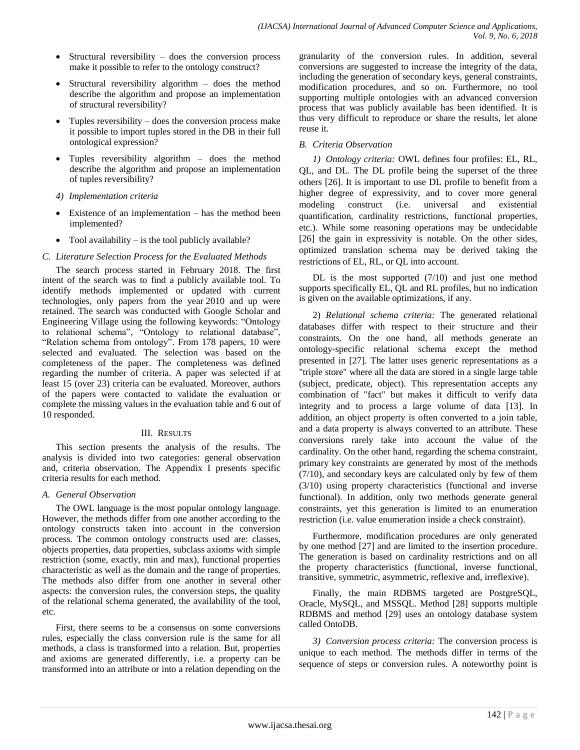- Structural reversibility – does the conversion process make it possible to refer to the ontology construct?
- Structural reversibility algorithm – does the method describe the algorithm and propose an implementation of structural reversibility?
- Tuples reversibility – does the conversion process make it possible to import tuples stored in the DB in their full ontological expression?
- Tuples reversibility algorithm – does the method describe the algorithm and propose an implementation of tuples reversibility?

*4) Implementation criteria*

- Existence of an implementation – has the method been implemented?
- Tool availability – is the tool publicly available?

### *C. Literature Selection Process for the Evaluated Methods*

The search process started in February 2018. The first intent of the search was to find a publicly available tool. To identify methods implemented or updated with current technologies, only papers from the year 2010 and up were retained. The search was conducted with Google Scholar and Engineering Village using the following keywords: "Ontology to relational schema", "Ontology to relational database", "Relation schema from ontology". From 178 papers, 10 were selected and evaluated. The selection was based on the completeness of the paper. The completeness was defined regarding the number of criteria. A paper was selected if at least 15 (over 23) criteria can be evaluated. Moreover, authors of the papers were contacted to validate the evaluation or complete the missing values in the evaluation table and 6 out of 10 responded.

## III. Results

This section presents the analysis of the results. The analysis is divided into two categories: general observation and, criteria observation. The Appendix I presents specific criteria results for each method.

### *A. General Observation*

The OWL language is the most popular ontology language. However, the methods differ from one another according to the ontology constructs taken into account in the conversion process. The common ontology constructs used are: classes, objects properties, data properties, subclass axioms with simple restriction (some, exactly, min and max), functional properties characteristic as well as the domain and the range of properties. The methods also differ from one another in several other aspects: the conversion rules, the conversion steps, the quality of the relational schema generated, the availability of the tool, etc.

First, there seems to be a consensus on some conversions rules, especially the class conversion rule is the same for all methods, a class is transformed into a relation. But, properties and axioms are generated differently, i.e. a property can be transformed into an attribute or into a relation depending on the granularity of the conversion rules. In addition, several conversions are suggested to increase the integrity of the data, including the generation of secondary keys, general constraints, modification procedures, and so on. Furthermore, no tool supporting multiple ontologies with an advanced conversion process that was publicly available has been identified. It is thus very difficult to reproduce or share the results, let alone reuse it.

### *B. Criteria Observation*

*1) Ontology criteria:* OWL defines four profiles: EL, RL, QL, and DL. The DL profile being the superset of the three others [26]. It is important to use DL profile to benefit from a higher degree of expressivity, and to cover more general modeling construct (i.e. universal and existential quantification, cardinality restrictions, functional properties, etc.). While some reasoning operations may be undecidable [26] the gain in expressivity is notable. On the other sides, optimized translation schema may be derived taking the restrictions of EL, RL, or QL into account.

DL is the most supported (7/10) and just one method supports specifically EL, QL and RL profiles, but no indication is given on the available optimizations, if any.

2) *Relational schema criteria:* The generated relational databases differ with respect to their structure and their constraints. On the one hand, all methods generate an ontology-specific relational schema except the method presented in [27]. The latter uses generic representations as a "triple store" where all the data are stored in a single large table (subject, predicate, object). This representation accepts any combination of "fact" but makes it difficult to verify data integrity and to process a large volume of data [13]. In addition, an object property is often converted to a join table, and a data property is always converted to an attribute. These conversions rarely take into account the value of the cardinality. On the other hand, regarding the schema constraint, primary key constraints are generated by most of the methods (7/10), and secondary keys are calculated only by few of them (3/10) using property characteristics (functional and inverse functional). In addition, only two methods generate general constraints, yet this generation is limited to an enumeration restriction (i.e. value enumeration inside a check constraint).

Furthermore, modification procedures are only generated by one method [27] and are limited to the insertion procedure. The generation is based on cardinality restrictions and on all the property characteristics (functional, inverse functional, transitive, symmetric, asymmetric, reflexive and, irreflexive).

Finally, the main RDBMS targeted are PostgreSQL, Oracle, MySQL, and MSSQL. Method [28] supports multiple RDBMS and method [29] uses an ontology database system called OntoDB.

*3) Conversion process criteria:* The conversion process is unique to each method. The methods differ in terms of the sequence of steps or conversion rules. A noteworthy point is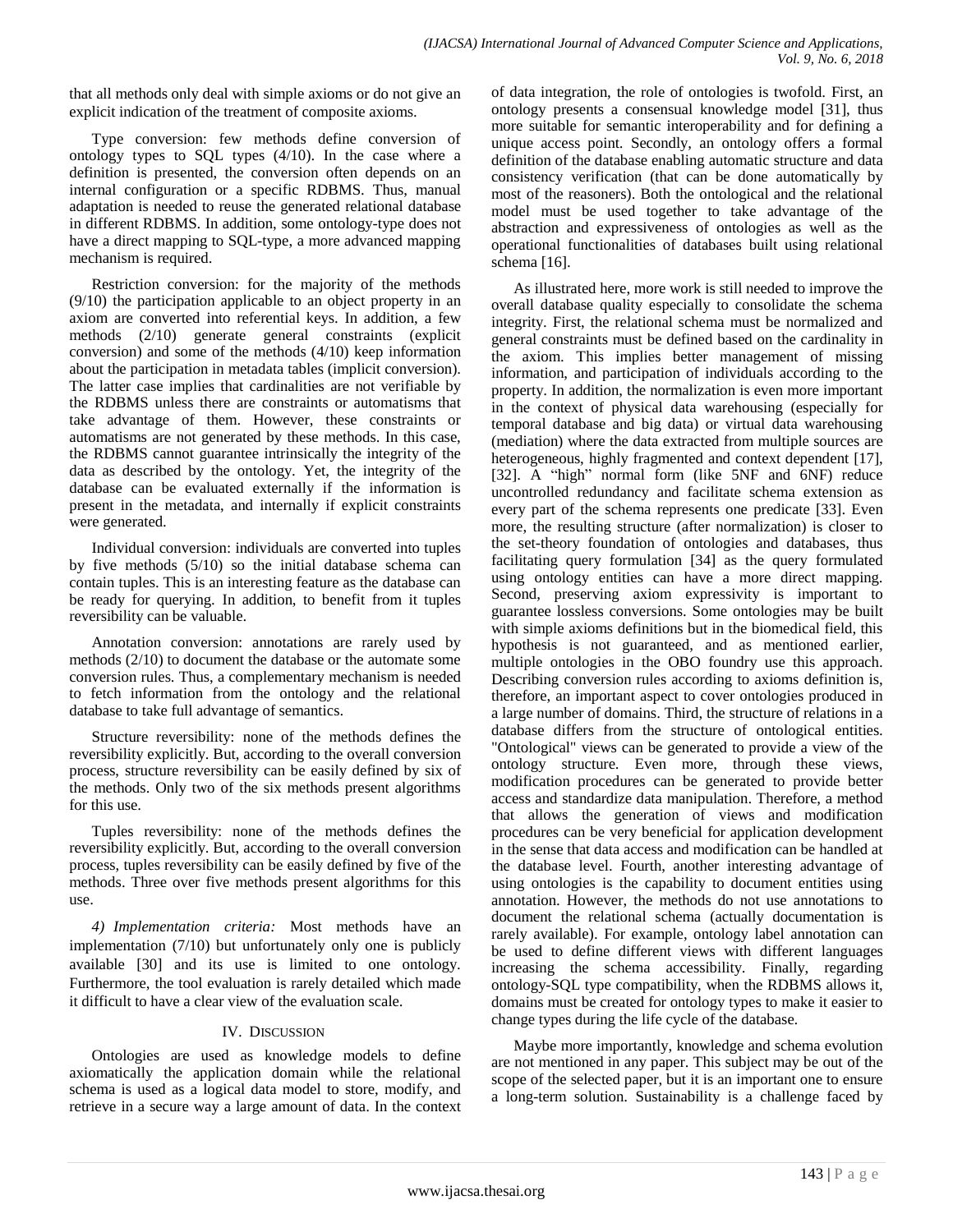that all methods only deal with simple axioms or do not give an explicit indication of the treatment of composite axioms.

Type conversion: few methods define conversion of ontology types to SQL types (4/10). In the case where a definition is presented, the conversion often depends on an internal configuration or a specific RDBMS. Thus, manual adaptation is needed to reuse the generated relational database in different RDBMS. In addition, some ontology-type does not have a direct mapping to SQL-type, a more advanced mapping mechanism is required.

Restriction conversion: for the majority of the methods (9/10) the participation applicable to an object property in an axiom are converted into referential keys. In addition, a few methods (2/10) generate general constraints (explicit conversion) and some of the methods (4/10) keep information about the participation in metadata tables (implicit conversion). The latter case implies that cardinalities are not verifiable by the RDBMS unless there are constraints or automatisms that take advantage of them. However, these constraints or automatisms are not generated by these methods. In this case, the RDBMS cannot guarantee intrinsically the integrity of the data as described by the ontology. Yet, the integrity of the database can be evaluated externally if the information is present in the metadata, and internally if explicit constraints were generated.

Individual conversion: individuals are converted into tuples by five methods (5/10) so the initial database schema can contain tuples. This is an interesting feature as the database can be ready for querying. In addition, to benefit from it tuples reversibility can be valuable.

Annotation conversion: annotations are rarely used by methods (2/10) to document the database or the automate some conversion rules. Thus, a complementary mechanism is needed to fetch information from the ontology and the relational database to take full advantage of semantics.

Structure reversibility: none of the methods defines the reversibility explicitly. But, according to the overall conversion process, structure reversibility can be easily defined by six of the methods. Only two of the six methods present algorithms for this use.

Tuples reversibility: none of the methods defines the reversibility explicitly. But, according to the overall conversion process, tuples reversibility can be easily defined by five of the methods. Three over five methods present algorithms for this use.

*4) Implementation criteria:* Most methods have an implementation (7/10) but unfortunately only one is publicly available [30] and its use is limited to one ontology. Furthermore, the tool evaluation is rarely detailed which made it difficult to have a clear view of the evaluation scale.

## IV. Discussion

Ontologies are used as knowledge models to define axiomatically the application domain while the relational schema is used as a logical data model to store, modify, and retrieve in a secure way a large amount of data. In the context of data integration, the role of ontologies is twofold. First, an ontology presents a consensual knowledge model [31], thus more suitable for semantic interoperability and for defining a unique access point. Secondly, an ontology offers a formal definition of the database enabling automatic structure and data consistency verification (that can be done automatically by most of the reasoners). Both the ontological and the relational model must be used together to take advantage of the abstraction and expressiveness of ontologies as well as the operational functionalities of databases built using relational schema [16].

As illustrated here, more work is still needed to improve the overall database quality especially to consolidate the schema integrity. First, the relational schema must be normalized and general constraints must be defined based on the cardinality in the axiom. This implies better management of missing information, and participation of individuals according to the property. In addition, the normalization is even more important in the context of physical data warehousing (especially for temporal database and big data) or virtual data warehousing (mediation) where the data extracted from multiple sources are heterogeneous, highly fragmented and context dependent [17], [32]. A "high" normal form (like 5NF and 6NF) reduce uncontrolled redundancy and facilitate schema extension as every part of the schema represents one predicate [33]. Even more, the resulting structure (after normalization) is closer to the set-theory foundation of ontologies and databases, thus facilitating query formulation [34] as the query formulated using ontology entities can have a more direct mapping. Second, preserving axiom expressivity is important to guarantee lossless conversions. Some ontologies may be built with simple axioms definitions but in the biomedical field, this hypothesis is not guaranteed, and as mentioned earlier, multiple ontologies in the OBO foundry use this approach. Describing conversion rules according to axioms definition is, therefore, an important aspect to cover ontologies produced in a large number of domains. Third, the structure of relations in a database differs from the structure of ontological entities. "Ontological" views can be generated to provide a view of the ontology structure. Even more, through these views, modification procedures can be generated to provide better access and standardize data manipulation. Therefore, a method that allows the generation of views and modification procedures can be very beneficial for application development in the sense that data access and modification can be handled at the database level. Fourth, another interesting advantage of using ontologies is the capability to document entities using annotation. However, the methods do not use annotations to document the relational schema (actually documentation is rarely available). For example, ontology label annotation can be used to define different views with different languages increasing the schema accessibility. Finally, regarding ontology-SQL type compatibility, when the RDBMS allows it, domains must be created for ontology types to make it easier to change types during the life cycle of the database.

Maybe more importantly, knowledge and schema evolution are not mentioned in any paper. This subject may be out of the scope of the selected paper, but it is an important one to ensure a long-term solution. Sustainability is a challenge faced by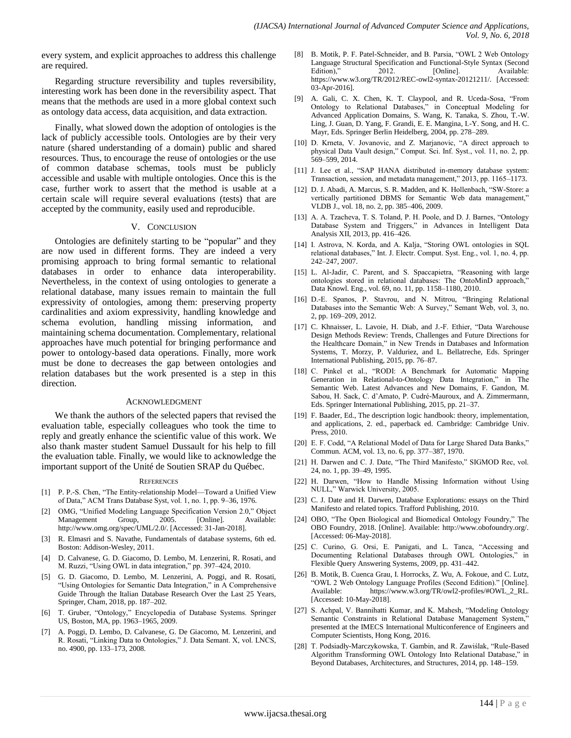every system, and explicit approaches to address this challenge are required.

Regarding structure reversibility and tuples reversibility, interesting work has been done in the reversibility aspect. That means that the methods are used in a more global context such as ontology data access, data acquisition, and data extraction.

Finally, what slowed down the adoption of ontologies is the lack of publicly accessible tools. Ontologies are by their very nature (shared understanding of a domain) public and shared resources. Thus, to encourage the reuse of ontologies or the use of common database schemas, tools must be publicly accessible and usable with multiple ontologies. Once this is the case, further work to assert that the method is usable at a certain scale will require several evaluations (tests) that are accepted by the community, easily used and reproducible.

## V. Conclusion

Ontologies are definitely starting to be "popular" and they are now used in different forms. They are indeed a very promising approach to bring formal semantic to relational databases in order to enhance data interoperability. Nevertheless, in the context of using ontologies to generate a relational database, many issues remain to maintain the full expressivity of ontologies, among them: preserving property cardinalities and axiom expressivity, handling knowledge and schema evolution, handling missing information, and maintaining schema documentation. Complementary, relational approaches have much potential for bringing performance and power to ontology-based data operations. Finally, more work must be done to decreases the gap between ontologies and relation databases but the work presented is a step in this direction.

## Acknowledgment

We thank the authors of the selected papers that revised the evaluation table, especially colleagues who took the time to reply and greatly enhance the scientific value of this work. We also thank master student Samuel Dussault for his help to fill the evaluation table. Finally, we would like to acknowledge the important support of the Unité de Soutien SRAP du Québec.

## References

[1] P. P.-S. Chen, "The Entity-relationship Model—Toward a Unified View of Data," ACM Trans Database Syst, vol. 1, no. 1, pp. 9–36, 1976.

[2] OMG, "Unified Modeling Language Specification Version 2.0," Object Management Group, 2005. [Online]. Available: http://www.omg.org/spec/UML/2.0/. [Accessed: 31-Jan-2018].

[3] R. Elmasri and S. Navathe, Fundamentals of database systems, 6th ed. Boston: Addison-Wesley, 2011.

[4] D. Calvanese, G. D. Giacomo, D. Lembo, M. Lenzerini, R. Rosati, and M. Ruzzi, "Using OWL in data integration," pp. 397–424, 2010.

[5] G. D. Giacomo, D. Lembo, M. Lenzerini, A. Poggi, and R. Rosati, "Using Ontologies for Semantic Data Integration," in A Comprehensive Guide Through the Italian Database Research Over the Last 25 Years, Springer, Cham, 2018, pp. 187–202.

[6] T. Gruber, "Ontology," Encyclopedia of Database Systems. Springer US, Boston, MA, pp. 1963–1965, 2009.

[7] A. Poggi, D. Lembo, D. Calvanese, G. De Giacomo, M. Lenzerini, and R. Rosati, "Linking Data to Ontologies," J. Data Semant. X, vol. LNCS, no. 4900, pp. 133–173, 2008.

[8] B. Motik, P. F. Patel-Schneider, and B. Parsia, "OWL 2 Web Ontology Language Structural Specification and Functional-Style Syntax (Second Edition)," 2012. [Online]. Available: https://www.w3.org/TR/2012/REC-owl2-syntax-20121211/. [Accessed: 03-Apr-2016].

[9] A. Gali, C. X. Chen, K. T. Claypool, and R. Uceda-Sosa, "From Ontology to Relational Databases," in Conceptual Modeling for Advanced Application Domains, S. Wang, K. Tanaka, S. Zhou, T.-W. Ling, J. Guan, D. Yang, F. Grandi, E. E. Mangina, I.-Y. Song, and H. C. Mayr, Eds. Springer Berlin Heidelberg, 2004, pp. 278–289.

[10] D. Krneta, V. Jovanovic, and Z. Marjanovic, "A direct approach to physical Data Vault design," Comput. Sci. Inf. Syst., vol. 11, no. 2, pp. 569–599, 2014.

[11] J. Lee et al., "SAP HANA distributed in-memory database system: Transaction, session, and metadata management," 2013, pp. 1165–1173.

[12] D. J. Abadi, A. Marcus, S. R. Madden, and K. Hollenbach, "SW-Store: a vertically partitioned DBMS for Semantic Web data management," VLDB J., vol. 18, no. 2, pp. 385–406, 2009.

[13] A. A. Tzacheva, T. S. Toland, P. H. Poole, and D. J. Barnes, "Ontology Database System and Triggers," in Advances in Intelligent Data Analysis XII, 2013, pp. 416–426.

[14] I. Astrova, N. Korda, and A. Kalja, "Storing OWL ontologies in SQL relational databases," Int. J. Electr. Comput. Syst. Eng., vol. 1, no. 4, pp. 242–247, 2007.

[15] L. Al-Jadir, C. Parent, and S. Spaccapietra, "Reasoning with large ontologies stored in relational databases: The OntoMinD approach," Data Knowl. Eng., vol. 69, no. 11, pp. 1158–1180, 2010.

[16] D.-E. Spanos, P. Stavrou, and N. Mitrou, "Bringing Relational Databases into the Semantic Web: A Survey," Semant Web, vol. 3, no. 2, pp. 169–209, 2012.

[17] C. Khnaisser, L. Lavoie, H. Diab, and J.-F. Ethier, "Data Warehouse Design Methods Review: Trends, Challenges and Future Directions for the Healthcare Domain," in New Trends in Databases and Information Systems, T. Morzy, P. Valduriez, and L. Bellatreche, Eds. Springer International Publishing, 2015, pp. 76–87.

[18] C. Pinkel et al., "RODI: A Benchmark for Automatic Mapping Generation in Relational-to-Ontology Data Integration," in The Semantic Web. Latest Advances and New Domains, F. Gandon, M. Sabou, H. Sack, C. d'Amato, P. Cudré-Mauroux, and A. Zimmermann, Eds. Springer International Publishing, 2015, pp. 21–37.

[19] F. Baader, Ed., The description logic handbook: theory, implementation, and applications, 2. ed., paperback ed. Cambridge: Cambridge Univ. Press, 2010.

[20] E. F. Codd, "A Relational Model of Data for Large Shared Data Banks," Commun. ACM, vol. 13, no. 6, pp. 377–387, 1970.

[21] H. Darwen and C. J. Date, "The Third Manifesto," SIGMOD Rec, vol. 24, no. 1, pp. 39–49, 1995.

[22] H. Darwen, "How to Handle Missing Information without Using NULL," Warwick University, 2005.

[23] C. J. Date and H. Darwen, Database Explorations: essays on the Third Manifesto and related topics. Trafford Publishing, 2010.

[24] OBO, "The Open Biological and Biomedical Ontology Foundry," The OBO Foundry, 2018. [Online]. Available: http://www.obofoundry.org/. [Accessed: 06-May-2018].

[25] C. Curino, G. Orsi, E. Panigati, and L. Tanca, "Accessing and Documenting Relational Databases through OWL Ontologies," in Flexible Query Answering Systems, 2009, pp. 431–442.

[26] B. Motik, B. Cuenca Grau, I. Horrocks, Z. Wu, A. Fokoue, and C. Lutz, "OWL 2 Web Ontology Language Profiles (Second Edition)." [Online]. Available: https://www.w3.org/TR/owl2-profiles/#OWL_2_RL. [Accessed: 10-May-2018].

[27] S. Achpal, V. Bannihatti Kumar, and K. Mahesh, "Modeling Ontology Semantic Constraints in Relational Database Management System," presented at the IMECS International Multiconference of Engineers and Computer Scientists, Hong Kong, 2016.

[28] T. Podsiadły-Marczykowska, T. Gambin, and R. Zawiślak, "Rule-Based Algorithm Transforming OWL Ontology Into Relational Database," in Beyond Databases, Architectures, and Structures, 2014, pp. 148–159.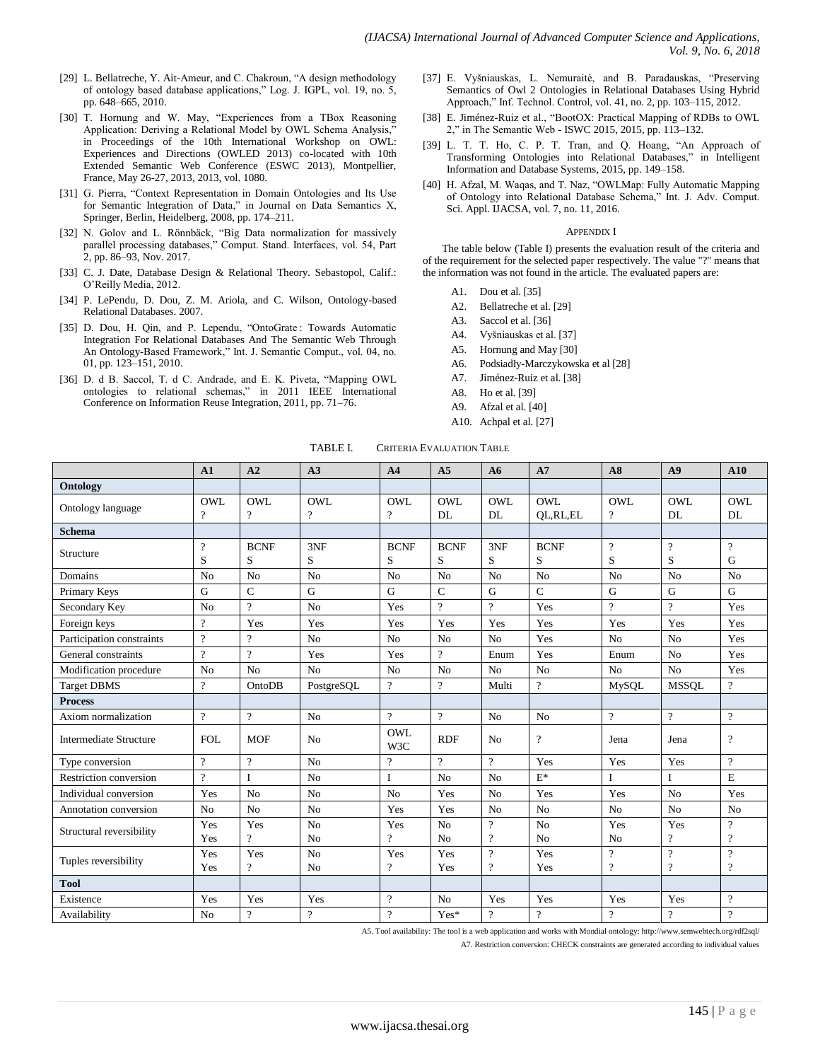[29] L. Bellatreche, Y. Ait-Ameur, and C. Chakroun, "A design methodology of ontology based database applications," Log. J. IGPL, vol. 19, no. 5, pp. 648–665, 2010.

[30] T. Hornung and W. May, "Experiences from a TBox Reasoning Application: Deriving a Relational Model by OWL Schema Analysis," in Proceedings of the 10th International Workshop on OWL: Experiences and Directions (OWLED 2013) co-located with 10th Extended Semantic Web Conference (ESWC 2013), Montpellier, France, May 26-27, 2013, 2013, vol. 1080.

[31] G. Pierra, "Context Representation in Domain Ontologies and Its Use for Semantic Integration of Data," in Journal on Data Semantics X, Springer, Berlin, Heidelberg, 2008, pp. 174–211.

[32] N. Golov and L. Rönnbäck, "Big Data normalization for massively parallel processing databases," Comput. Stand. Interfaces, vol. 54, Part 2, pp. 86–93, Nov. 2017.

[33] C. J. Date, Database Design & Relational Theory. Sebastopol, Calif.: O'Reilly Media, 2012.

[34] P. LePendu, D. Dou, Z. M. Ariola, and C. Wilson, Ontology-based Relational Databases. 2007.

[35] D. Dou, H. Qin, and P. Lependu, "OntoGrate : Towards Automatic Integration For Relational Databases And The Semantic Web Through An Ontology-Based Framework," Int. J. Semantic Comput., vol. 04, no. 01, pp. 123–151, 2010.

[36] D. d B. Saccol, T. d C. Andrade, and E. K. Piveta, "Mapping OWL ontologies to relational schemas," in 2011 IEEE International Conference on Information Reuse Integration, 2011, pp. 71–76.

[37] E. Vyšniauskas, L. Nemuraitė, and B. Paradauskas, "Preserving Semantics of Owl 2 Ontologies in Relational Databases Using Hybrid Approach," Inf. Technol. Control, vol. 41, no. 2, pp. 103–115, 2012.

[38] E. Jiménez-Ruiz et al., "BootOX: Practical Mapping of RDBs to OWL 2," in The Semantic Web - ISWC 2015, 2015, pp. 113–132.

[39] L. T. T. Ho, C. P. T. Tran, and Q. Hoang, "An Approach of Transforming Ontologies into Relational Databases," in Intelligent Information and Database Systems, 2015, pp. 149–158.

[40] H. Afzal, M. Waqas, and T. Naz, "OWLMap: Fully Automatic Mapping of Ontology into Relational Database Schema," Int. J. Adv. Comput. Sci. Appl. IJACSA, vol. 7, no. 11, 2016.

## APPENDIX I

The table below (Table I) presents the evaluation result of the criteria and of the requirement for the selected paper respectively. The value "?" means that the information was not found in the article. The evaluated papers are:

- A1. Dou et al. [35]
- A2. Bellatreche et al. [29]
- A3. Saccol et al. [36]
- A4. Vyšniauskas et al. [37]
- A5. Hornung and May [30]
- A6. Podsiadły-Marczykowska et al [28]
- A7. Jiménez-Ruiz et al. [38]
- A8. Ho et al. [39]
- A9. Afzal et al. [40]
- A10. Achpal et al. [27]

TABLE I. CRITERIA EVALUATION TABLE

| | A1 | A2 | A3 | A4 | A5 | A6 | A7 | A8 | A9 | A10 |
|---|---|---|---|---|---|---|---|---|---|---|
| **Ontology** | | | | | | | | | | |
| Ontology language | OWL ? | OWL ? | OWL ? | OWL ? | OWL DL | OWL DL | OWL QL,RL,EL | OWL ? | OWL DL | OWL DL |
| **Schema** | | | | | | | | | | |
| Structure | ? S | BCNF S | 3NF S | BCNF S | BCNF S | 3NF S | BCNF S | ? S | ? S | ? G |
| Domains | No | No | No | No | No | No | No | No | No | No |
| Primary Keys | G | C | G | G | C | G | C | G | G | G |
| Secondary Key | No | ? | No | Yes | ? | ? | Yes | ? | ? | Yes |
| Foreign keys | ? | Yes | Yes | Yes | Yes | Yes | Yes | Yes | Yes | Yes |
| Participation constraints | ? | ? | No | No | No | No | Yes | No | No | Yes |
| General constraints | ? | ? | Yes | Yes | ? | Enum | Yes | Enum | No | Yes |
| Modification procedure | No | No | No | No | No | No | No | No | No | Yes |
| Target DBMS | ? | OntoDB | PostgreSQL | ? | ? | Multi | ? | MySQL | MSSQL | ? |
| **Process** | | | | | | | | | | |
| Axiom normalization | ? | ? | No | ? | ? | No | No | ? | ? | ? |
| Intermediate Structure | FOL | MOF | No | OWL W3C | RDF | No | ? | Jena | Jena | ? |
| Type conversion | ? | ? | No | ? | ? | ? | Yes | Yes | Yes | ? |
| Restriction conversion | ? | I | No | I | No | No | E* | I | I | E |
| Individual conversion | Yes | No | No | No | Yes | No | Yes | Yes | No | Yes |
| Annotation conversion | No | No | No | Yes | Yes | No | No | No | No | No |
| Structural reversibility | Yes Yes | Yes ? | No No | Yes ? | No No | ? ? | No No | Yes No | Yes ? | ? ? |
| Tuples reversibility | Yes Yes | Yes ? | No No | Yes ? | Yes Yes | ? ? | Yes Yes | ? ? | ? ? | ? ? |
| **Tool** | | | | | | | | | | |
| Existence | Yes | Yes | Yes | ? | No | Yes | Yes | Yes | Yes | ? |
| Availability | No | ? | ? | ? | Yes* | ? | ? | ? | ? | ? |

A5. Tool availability: The tool is a web application and works with Mondial ontology: http://www.semwebtech.org/rdf2sql/

A7. Restriction conversion: CHECK constraints are generated according to individual values